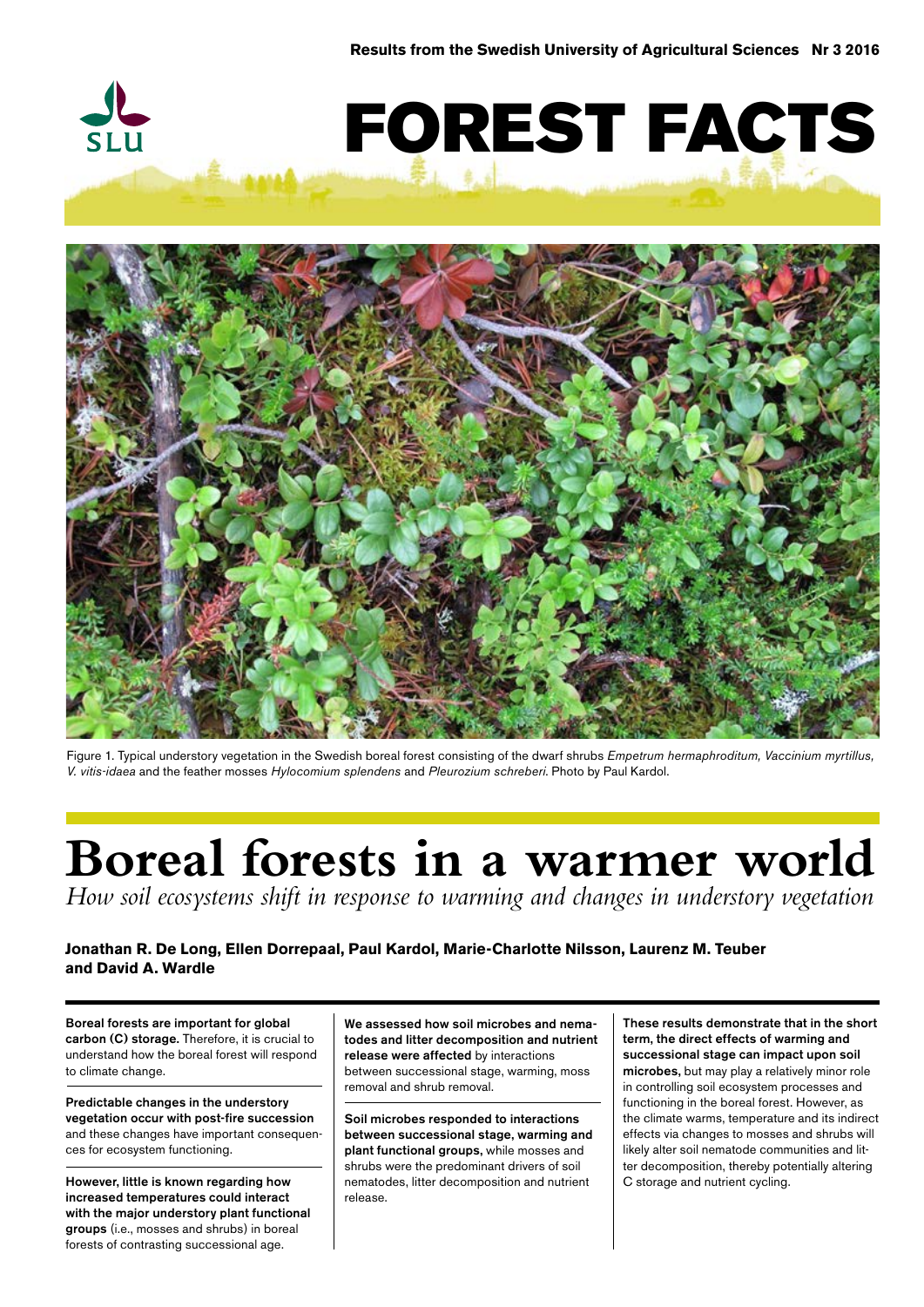Results from the Swedish University of Agricultural Sciences Nr 3 2016

# FOREST FACTS

Figure 1. Typical understory vegetation in the Swedish boreal forest consisting of the dwarf shrubs *Empetrum hermaphroditum, Vaccinium myrtillus, V. vitis-idaea* and the feather mosses *Hylocomium splendens* and *Pleurozium schreberi*. Photo by Paul Kardol.

# Boreal forests in a warmer world

*How soil ecosystems shift in response to warming and changes in understory vegetation*

**Jonathan R. De Long, Ellen Dorrepaal, Paul Kardol, Marie-Charlotte Nilsson, Laurenz M. Teuber and David A. Wardle**

**Boreal forests are important for global carbon (C) storage.** Therefore, it is crucial to understand how the boreal forest will respond to climate change.

**Predictable changes in the understory vegetation occur with post-fire succession** and these changes have important consequences for ecosystem functioning.

**However, little is known regarding how increased temperatures could interact with the major understory plant functional groups** (i.e., mosses and shrubs) in boreal forests of contrasting successional age.

**We assessed how soil microbes and nematodes and litter decomposition and nutrient release were affected** by interactions between successional stage, warming, moss removal and shrub removal.

**Soil microbes responded to interactions between successional stage, warming and plant functional groups,** while mosses and shrubs were the predominant drivers of soil nematodes, litter decomposition and nutrient release.

**These results demonstrate that in the short term, the direct effects of warming and successional stage can impact upon soil microbes,** but may play a relatively minor role in controlling soil ecosystem processes and functioning in the boreal forest. However, as the climate warms, temperature and its indirect effects via changes to mosses and shrubs will likely alter soil nematode communities and litter decomposition, thereby potentially altering C storage and nutrient cycling.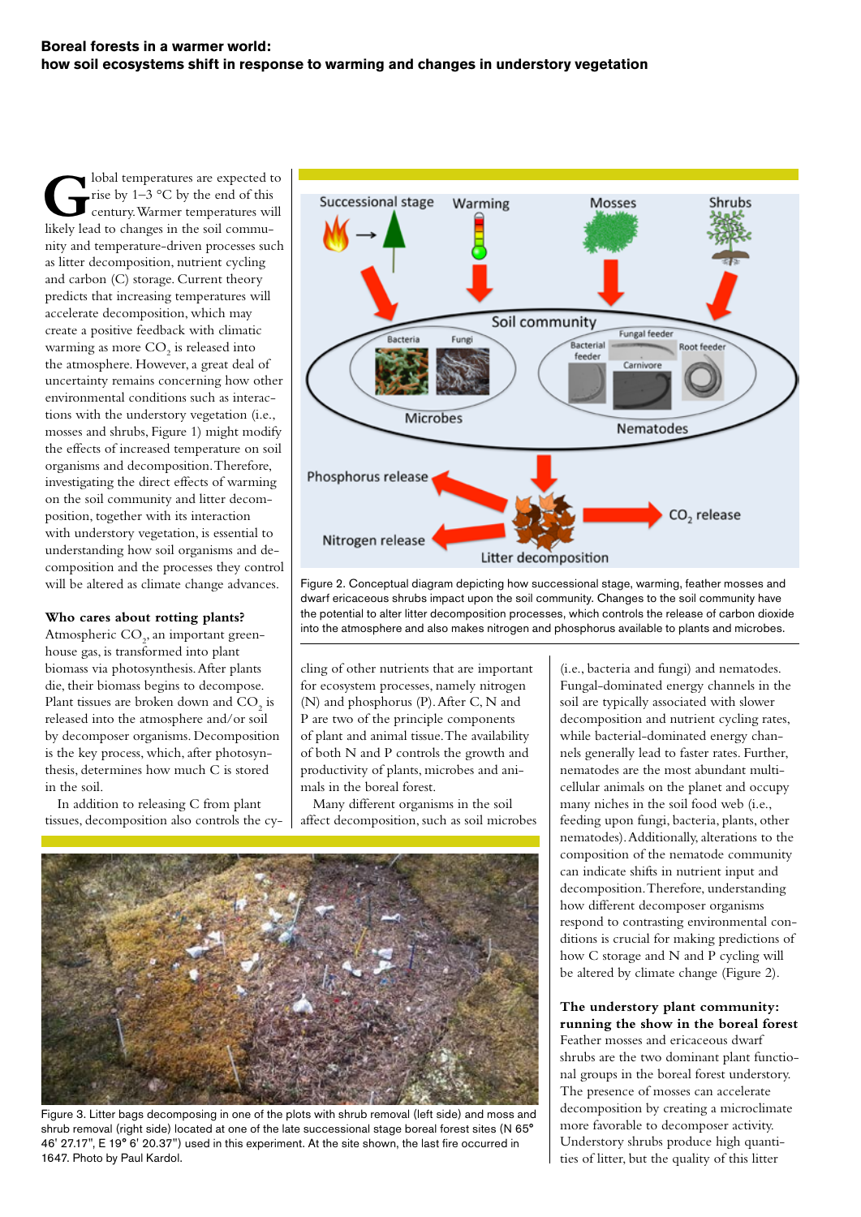**Boreal forests in a warmer world: how soil ecosystems shift in response to warming and changes in understory vegetation**

Global temperatures are expected to rise by 1–3 °C by the end of this century. Warmer temperatures will likely lead to changes in the soil community and temperature-driven processes such as litter decomposition, nutrient cycling and carbon (C) storage. Current theory predicts that increasing temperatures will accelerate decomposition, which may create a positive feedback with climatic warming as more $CO_2$ is released into the atmosphere. However, a great deal of uncertainty remains concerning how other environmental conditions such as interactions with the understory vegetation (i.e., mosses and shrubs, Figure 1) might modify the effects of increased temperature on soil organisms and decomposition. Therefore, investigating the direct effects of warming on the soil community and litter decomposition, together with its interaction with understory vegetation, is essential to understanding how soil organisms and decomposition and the processes they control will be altered as climate change advances.

### Who cares about rotting plants?

Atmospheric $CO_2$, an important greenhouse gas, is transformed into plant biomass via photosynthesis. After plants die, their biomass begins to decompose. Plant tissues are broken down and $CO_2$ is released into the atmosphere and/or soil by decomposer organisms. Decomposition is the key process, which, after photosynthesis, determines how much C is stored in the soil.

In addition to releasing C from plant tissues, decomposition also controls the cycling of other nutrients that are important for ecosystem processes, namely nitrogen (N) and phosphorus (P). After C, N and P are two of the principle components of plant and animal tissue. The availability of both N and P controls the growth and productivity of plants, microbes and animals in the boreal forest.

Many different organisms in the soil affect decomposition, such as soil microbes (i.e., bacteria and fungi) and nematodes. Fungal-dominated energy channels in the soil are typically associated with slower decomposition and nutrient cycling rates, while bacterial-dominated energy channels generally lead to faster rates. Further, nematodes are the most abundant multicellular animals on the planet and occupy many niches in the soil food web (i.e., feeding upon fungi, bacteria, plants, other nematodes). Additionally, alterations to the composition of the nematode community can indicate shifts in nutrient input and decomposition. Therefore, understanding how different decomposer organisms respond to contrasting environmental conditions is crucial for making predictions of how C storage and N and P cycling will be altered by climate change (Figure 2).

Figure 2. Conceptual diagram depicting how successional stage, warming, feather mosses and dwarf ericaceous shrubs impact upon the soil community. Changes to the soil community have the potential to alter litter decomposition processes, which controls the release of carbon dioxide into the atmosphere and also makes nitrogen and phosphorus available to plants and microbes.

Figure 3. Litter bags decomposing in one of the plots with shrub removal (left side) and moss and shrub removal (right side) located at one of the late successional stage boreal forest sites (N 65° 46' 27.17", E 19° 6' 20.37") used in this experiment. At the site shown, the last fire occurred in 1647. Photo by Paul Kardol.

### The understory plant community: running the show in the boreal forest

Feather mosses and ericaceous dwarf shrubs are the two dominant plant functional groups in the boreal forest understory. The presence of mosses can accelerate decomposition by creating a microclimate more favorable to decomposer activity. Understory shrubs produce high quantities of litter, but the quality of this litter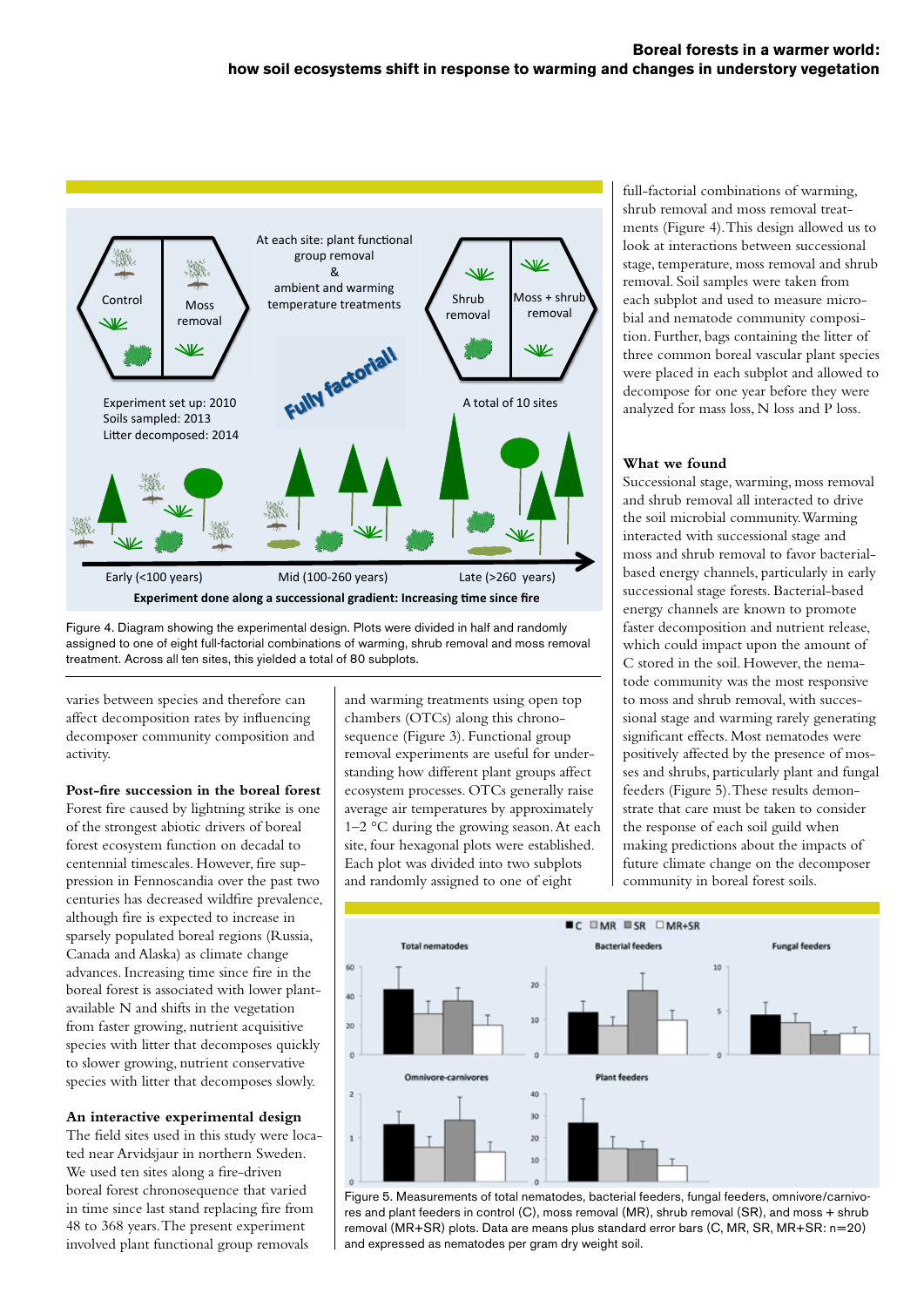Figure 4. Diagram showing the experimental design. Plots were divided in half and randomly assigned to one of eight full-factorial combinations of warming, shrub removal and moss removal treatment. Across all ten sites, this yielded a total of 80 subplots.

varies between species and therefore can affect decomposition rates by influencing decomposer community composition and activity.

**Post-fire succession in the boreal forest**

Forest fire caused by lightning strike is one of the strongest abiotic drivers of boreal forest ecosystem function on decadal to centennial timescales. However, fire suppression in Fennoscandia over the past two centuries has decreased wildfire prevalence, although fire is expected to increase in sparsely populated boreal regions (Russia, Canada and Alaska) as climate change advances. Increasing time since fire in the boreal forest is associated with lower plant-available N and shifts in the vegetation from faster growing, nutrient acquisitive species with litter that decomposes quickly to slower growing, nutrient conservative species with litter that decomposes slowly.

**An interactive experimental design**

The field sites used in this study were located near Arvidsjaur in northern Sweden. We used ten sites along a fire-driven boreal forest chronosequence that varied in time since last stand replacing fire from 48 to 368 years. The present experiment involved plant functional group removals and warming treatments using open top chambers (OTCs) along this chronosequence (Figure 3). Functional group removal experiments are useful for understanding how different plant groups affect ecosystem processes. OTCs generally raise average air temperatures by approximately 1–2 °C during the growing season. At each site, four hexagonal plots were established. Each plot was divided into two subplots and randomly assigned to one of eight full-factorial combinations of warming, shrub removal and moss removal treatments (Figure 4). This design allowed us to look at interactions between successional stage, temperature, moss removal and shrub removal. Soil samples were taken from each subplot and used to measure microbial and nematode community composition. Further, bags containing the litter of three common boreal vascular plant species were placed in each subplot and allowed to decompose for one year before they were analyzed for mass loss, N loss and P loss.

**What we found**

Successional stage, warming, moss removal and shrub removal all interacted to drive the soil microbial community. Warming interacted with successional stage and moss and shrub removal to favor bacterial-based energy channels, particularly in early successional stage forests. Bacterial-based energy channels are known to promote faster decomposition and nutrient release, which could impact upon the amount of C stored in the soil. However, the nematode community was the most responsive to moss and shrub removal, with successional stage and warming rarely generating significant effects. Most nematodes were positively affected by the presence of mosses and shrubs, particularly plant and fungal feeders (Figure 5). These results demonstrate that care must be taken to consider the response of each soil guild when making predictions about the impacts of future climate change on the decomposer community in boreal forest soils.

Figure 5. Measurements of total nematodes, bacterial feeders, fungal feeders, omnivore/carnivores and plant feeders in control (C), moss removal (MR), shrub removal (SR), and moss + shrub removal (MR+SR) plots. Data are means plus standard error bars (C, MR, SR, MR+SR: n=20) and expressed as nematodes per gram dry weight soil.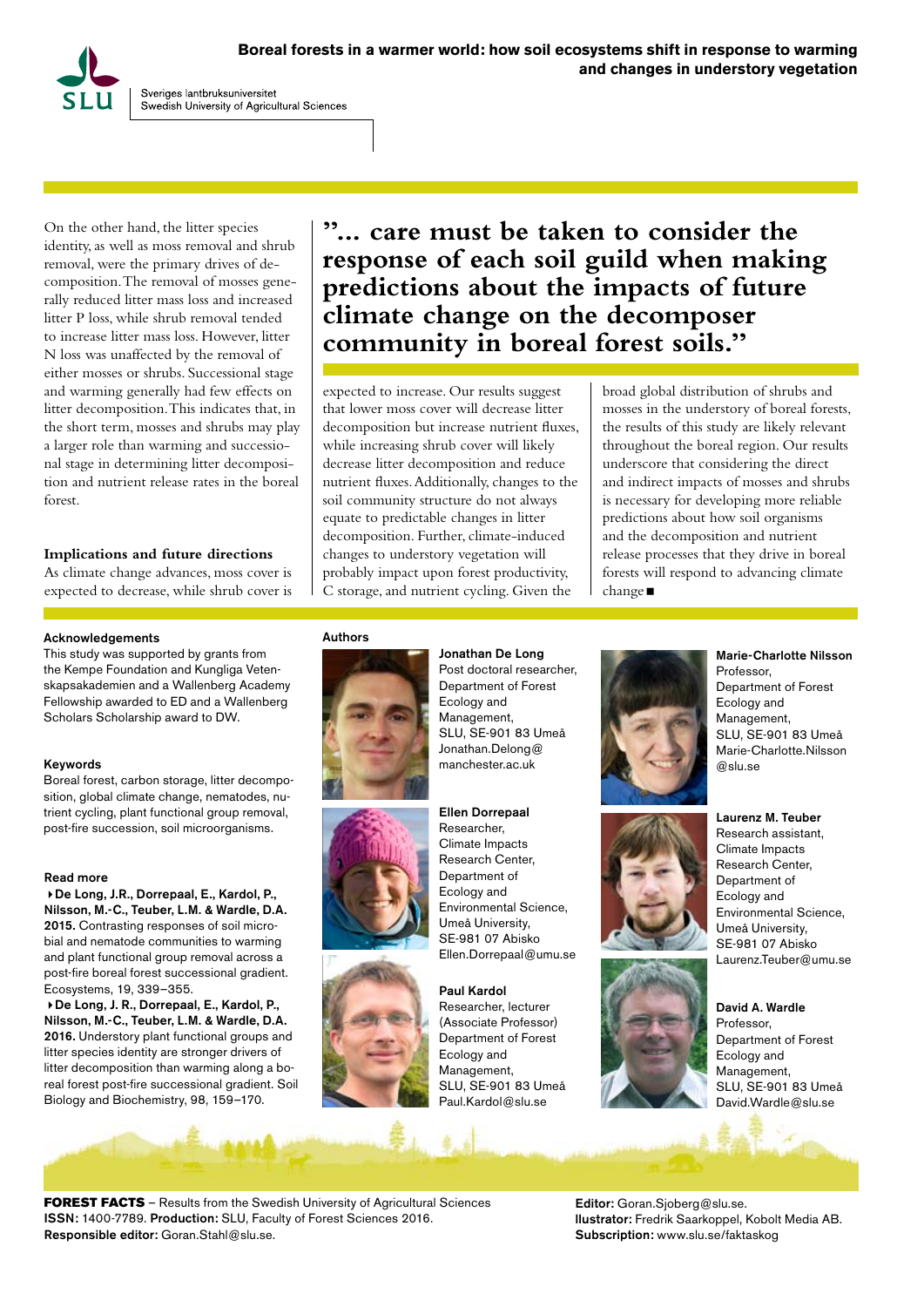On the other hand, the litter species identity, as well as moss removal and shrub removal, were the primary drives of decomposition. The removal of mosses generally reduced litter mass loss and increased litter P loss, while shrub removal tended to increase litter mass loss. However, litter N loss was unaffected by the removal of either mosses or shrubs. Successional stage and warming generally had few effects on litter decomposition. This indicates that, in the short term, mosses and shrubs may play a larger role than warming and successional stage in determining litter decomposition and nutrient release rates in the boreal forest.

## ”... care must be taken to consider the response of each soil guild when making predictions about the impacts of future climate change on the decomposer community in boreal forest soils.”

### Implications and future directions

As climate change advances, moss cover is expected to decrease, while shrub cover is expected to increase. Our results suggest that lower moss cover will decrease litter decomposition but increase nutrient fluxes, while increasing shrub cover will likely decrease litter decomposition and reduce nutrient fluxes. Additionally, changes to the soil community structure do not always equate to predictable changes in litter decomposition. Further, climate-induced changes to understory vegetation will probably impact upon forest productivity, C storage, and nutrient cycling. Given the broad global distribution of shrubs and mosses in the understory of boreal forests, the results of this study are likely relevant throughout the boreal region. Our results underscore that considering the direct and indirect impacts of mosses and shrubs is necessary for developing more reliable predictions about how soil organisms and the decomposition and nutrient release processes that they drive in boreal forests will respond to advancing climate change ■

### Acknowledgements

This study was supported by grants from the Kempe Foundation and Kungliga Vetenskapsakademien and a Wallenberg Academy Fellowship awarded to ED and a Wallenberg Scholars Scholarship award to DW.

### Keywords

Boreal forest, carbon storage, litter decomposition, global climate change, nematodes, nutrient cycling, plant functional group removal, post-fire succession, soil microorganisms.

### Read more

- **De Long, J.R., Dorrepaal, E., Kardol, P., Nilsson, M.-C., Teuber, L.M. & Wardle, D.A. 2015.** Contrasting responses of soil microbial and nematode communities to warming and plant functional group removal across a post-fire boreal forest successional gradient. Ecosystems, 19, 339–355.
- **De Long, J. R., Dorrepaal, E., Kardol, P., Nilsson, M.-C., Teuber, L.M. & Wardle, D.A. 2016.** Understory plant functional groups and litter species identity are stronger drivers of litter decomposition than warming along a boreal forest post-fire successional gradient. Soil Biology and Biochemistry, 98, 159–170.

### Authors

**Jonathan De Long**
Post doctoral researcher, Department of Forest Ecology and Management, SLU, SE-901 83 Umeå
Jonathan.Delong@manchester.ac.uk

**Ellen Dorrepaal**
Researcher, Climate Impacts Research Center, Department of Ecology and Environmental Science, Umeå University, SE-981 07 Abisko
Ellen.Dorrepaal@umu.se

**Paul Kardol**
Researcher, lecturer (Associate Professor) Department of Forest Ecology and Management, SLU, SE-901 83 Umeå
Paul.Kardol@slu.se

**Marie-Charlotte Nilsson**
Professor, Department of Forest Ecology and Management, SLU, SE-901 83 Umeå
Marie-Charlotte.Nilsson@slu.se

**Laurenz M. Teuber**
Research assistant, Climate Impacts Research Center, Department of Ecology and Environmental Science, Umeå University, SE-981 07 Abisko
Laurenz.Teuber@umu.se

**David A. Wardle**
Professor, Department of Forest Ecology and Management, SLU, SE-901 83 Umeå
David.Wardle@slu.se

**FOREST FACTS** – Results from the Swedish University of Agricultural Sciences
**ISSN:** 1400-7789. **Production:** SLU, Faculty of Forest Sciences 2016.
**Responsible editor:** Goran.Stahl@slu.se.
**Editor:** Goran.Sjoberg@slu.se.
**Ilustrator:** Fredrik Saarkoppel, Kobolt Media AB.
**Subscription:** www.slu.se/faktaskog